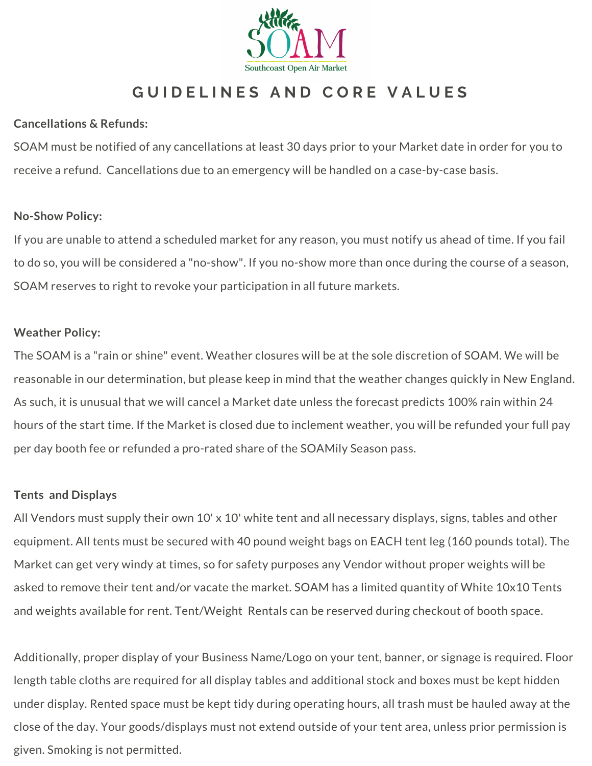SOAM

Southcoast Open Air Market

# GUIDELINES AND CORE VALUES

**Cancellations & Refunds:**

SOAM must be notified of any cancellations at least 30 days prior to your Market date in order for you to receive a refund. Cancellations due to an emergency will be handled on a case-by-case basis.

**No-Show Policy:**

If you are unable to attend a scheduled market for any reason, you must notify us ahead of time. If you fail to do so, you will be considered a "no-show". If you no-show more than once during the course of a season, SOAM reserves to right to revoke your participation in all future markets.

**Weather Policy:**

The SOAM is a "rain or shine" event. Weather closures will be at the sole discretion of SOAM. We will be reasonable in our determination, but please keep in mind that the weather changes quickly in New England. As such, it is unusual that we will cancel a Market date unless the forecast predicts 100% rain within 24 hours of the start time. If the Market is closed due to inclement weather, you will be refunded your full pay per day booth fee or refunded a pro-rated share of the SOAMily Season pass.

**Tents and Displays**

All Vendors must supply their own 10' x 10' white tent and all necessary displays, signs, tables and other equipment. All tents must be secured with 40 pound weight bags on EACH tent leg (160 pounds total). The Market can get very windy at times, so for safety purposes any Vendor without proper weights will be asked to remove their tent and/or vacate the market. SOAM has a limited quantity of White 10x10 Tents and weights available for rent. Tent/Weight Rentals can be reserved during checkout of booth space.

Additionally, proper display of your Business Name/Logo on your tent, banner, or signage is required. Floor length table cloths are required for all display tables and additional stock and boxes must be kept hidden under display. Rented space must be kept tidy during operating hours, all trash must be hauled away at the close of the day. Your goods/displays must not extend outside of your tent area, unless prior permission is given. Smoking is not permitted.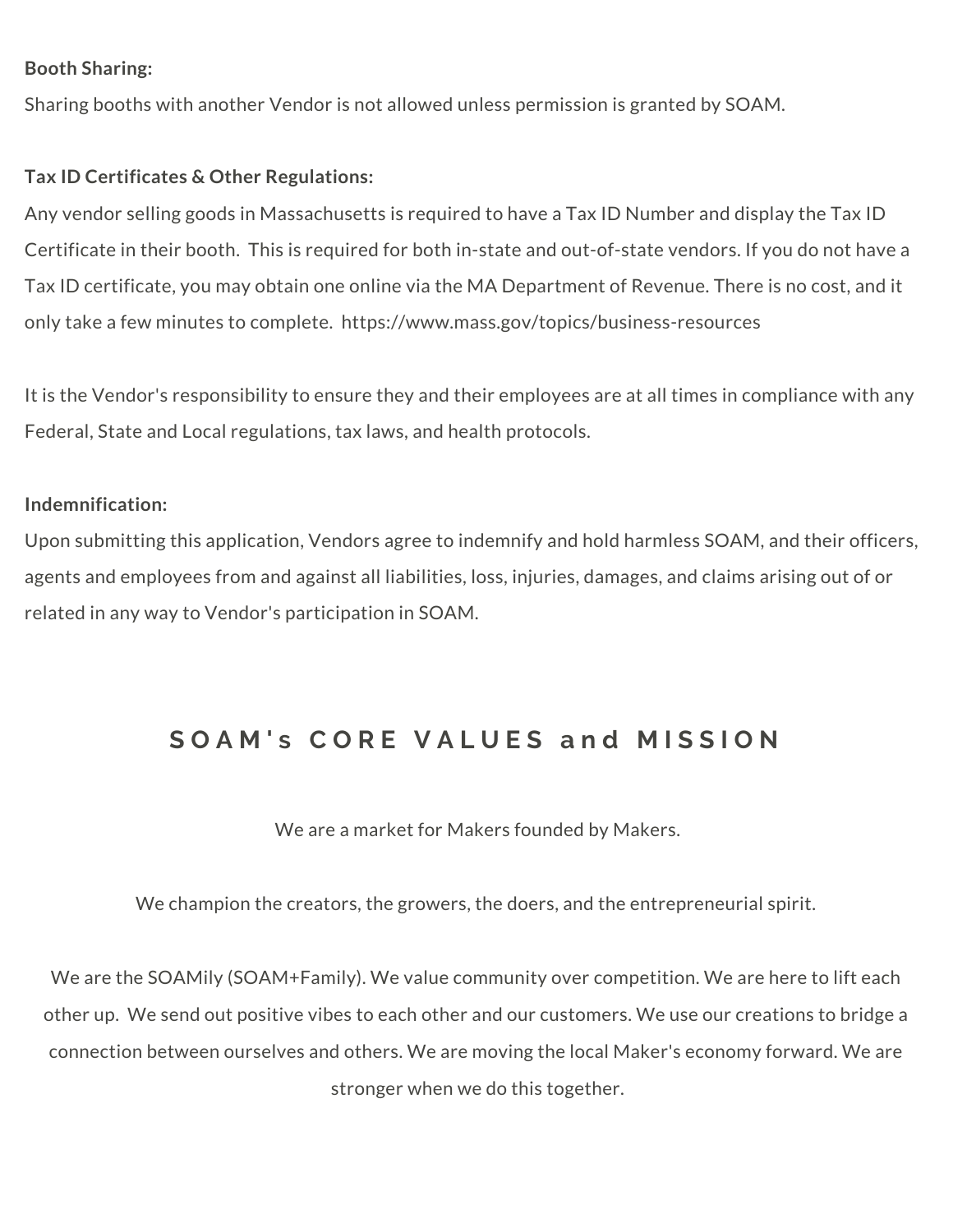**Booth Sharing:**

Sharing booths with another Vendor is not allowed unless permission is granted by SOAM.

**Tax ID Certificates & Other Regulations:**

Any vendor selling goods in Massachusetts is required to have a Tax ID Number and display the Tax ID Certificate in their booth. This is required for both in-state and out-of-state vendors. If you do not have a Tax ID certificate, you may obtain one online via the MA Department of Revenue. There is no cost, and it only take a few minutes to complete. https://www.mass.gov/topics/business-resources

It is the Vendor's responsibility to ensure they and their employees are at all times in compliance with any Federal, State and Local regulations, tax laws, and health protocols.

**Indemnification:**

Upon submitting this application, Vendors agree to indemnify and hold harmless SOAM, and their officers, agents and employees from and against all liabilities, loss, injuries, damages, and claims arising out of or related in any way to Vendor's participation in SOAM.

## SOAM's CORE VALUES and MISSION

We are a market for Makers founded by Makers.

We champion the creators, the growers, the doers, and the entrepreneurial spirit.

We are the SOAMily (SOAM+Family). We value community over competition. We are here to lift each other up. We send out positive vibes to each other and our customers. We use our creations to bridge a connection between ourselves and others. We are moving the local Maker's economy forward. We are stronger when we do this together.